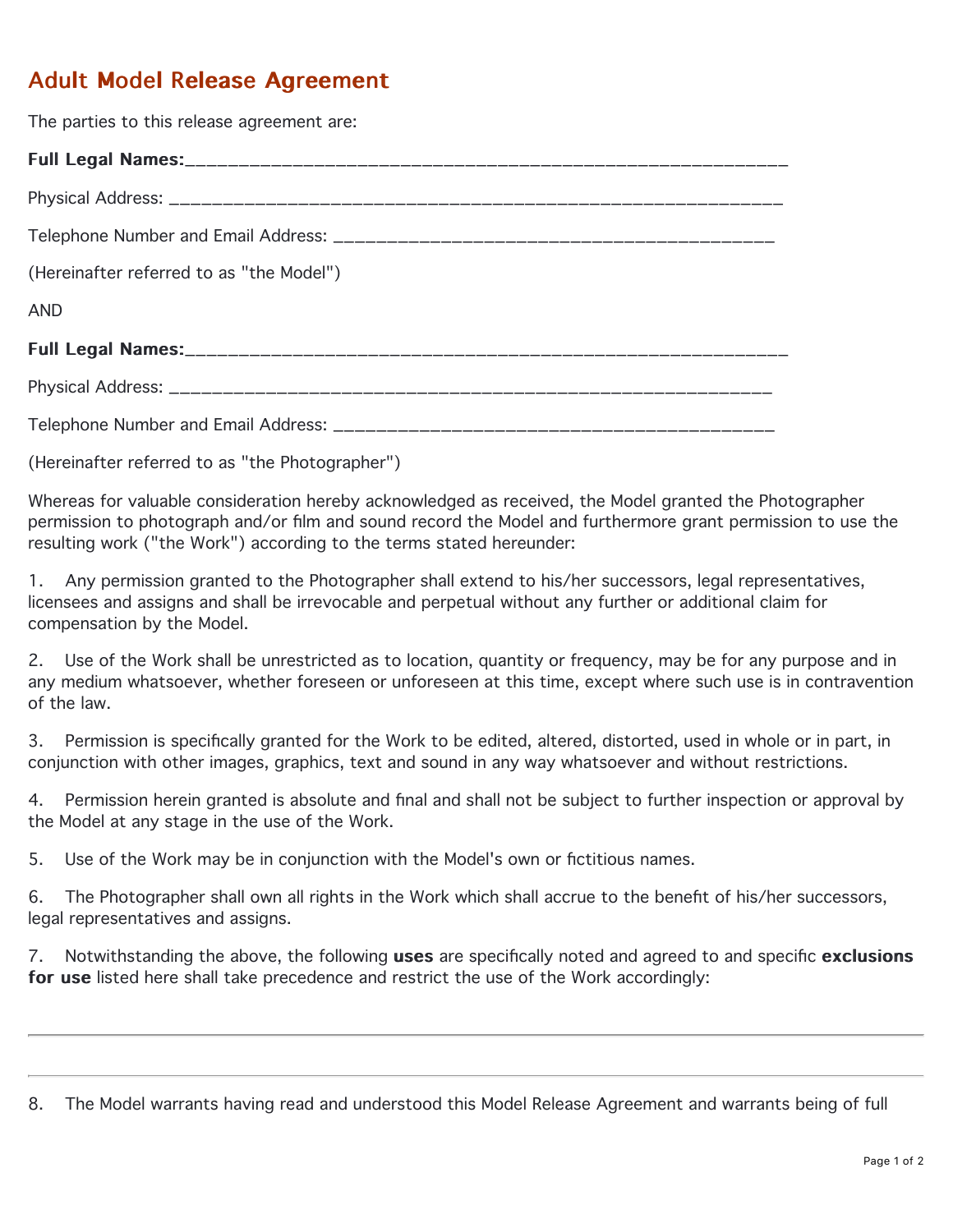# Adult Model Release Agreement

The parties to this release agreement are:

**Full Legal Names:**___________________________________________________________

Physical Address: ____________________________________________________________

Telephone Number and Email Address: __________________________________________

(Hereinafter referred to as "the Model")

AND

**Full Legal Names:**___________________________________________________________

Physical Address: ___________________________________________________________

Telephone Number and Email Address: __________________________________________

(Hereinafter referred to as "the Photographer")

Whereas for valuable consideration hereby acknowledged as received, the Model granted the Photographer permission to photograph and/or film and sound record the Model and furthermore grant permission to use the resulting work ("the Work") according to the terms stated hereunder:

1. Any permission granted to the Photographer shall extend to his/her successors, legal representatives, licensees and assigns and shall be irrevocable and perpetual without any further or additional claim for compensation by the Model.

2. Use of the Work shall be unrestricted as to location, quantity or frequency, may be for any purpose and in any medium whatsoever, whether foreseen or unforeseen at this time, except where such use is in contravention of the law.

3. Permission is specifically granted for the Work to be edited, altered, distorted, used in whole or in part, in conjunction with other images, graphics, text and sound in any way whatsoever and without restrictions.

4. Permission herein granted is absolute and final and shall not be subject to further inspection or approval by the Model at any stage in the use of the Work.

5. Use of the Work may be in conjunction with the Model's own or fictitious names.

6. The Photographer shall own all rights in the Work which shall accrue to the benefit of his/her successors, legal representatives and assigns.

7. Notwithstanding the above, the following **uses** are specifically noted and agreed to and specific **exclusions for use** listed here shall take precedence and restrict the use of the Work accordingly:

---

---

8. The Model warrants having read and understood this Model Release Agreement and warrants being of full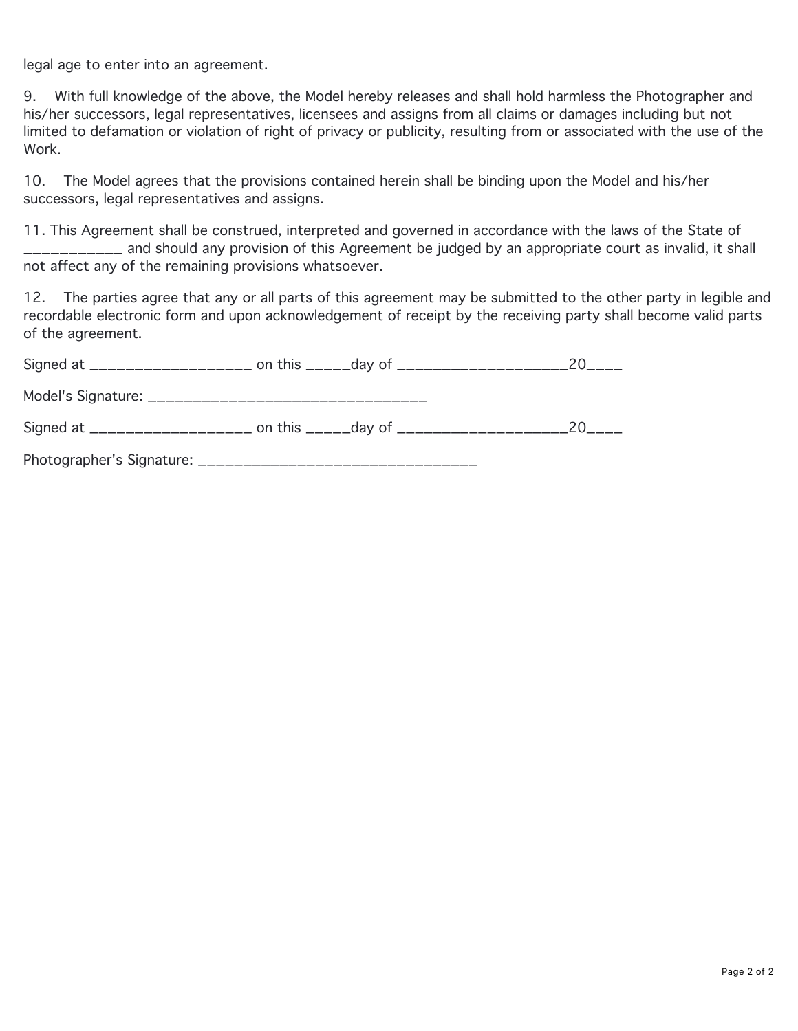legal age to enter into an agreement.

9. With full knowledge of the above, the Model hereby releases and shall hold harmless the Photographer and his/her successors, legal representatives, licensees and assigns from all claims or damages including but not limited to defamation or violation of right of privacy or publicity, resulting from or associated with the use of the Work.

10. The Model agrees that the provisions contained herein shall be binding upon the Model and his/her successors, legal representatives and assigns.

11. This Agreement shall be construed, interpreted and governed in accordance with the laws of the State of ___________ and should any provision of this Agreement be judged by an appropriate court as invalid, it shall not affect any of the remaining provisions whatsoever.

12. The parties agree that any or all parts of this agreement may be submitted to the other party in legible and recordable electronic form and upon acknowledgement of receipt by the receiving party shall become valid parts of the agreement.

Signed at ___________________ on this _____day of ____________________20____

Model's Signature: _________________________________

Signed at ___________________ on this _____day of ____________________20____

Photographer's Signature: ________________________________